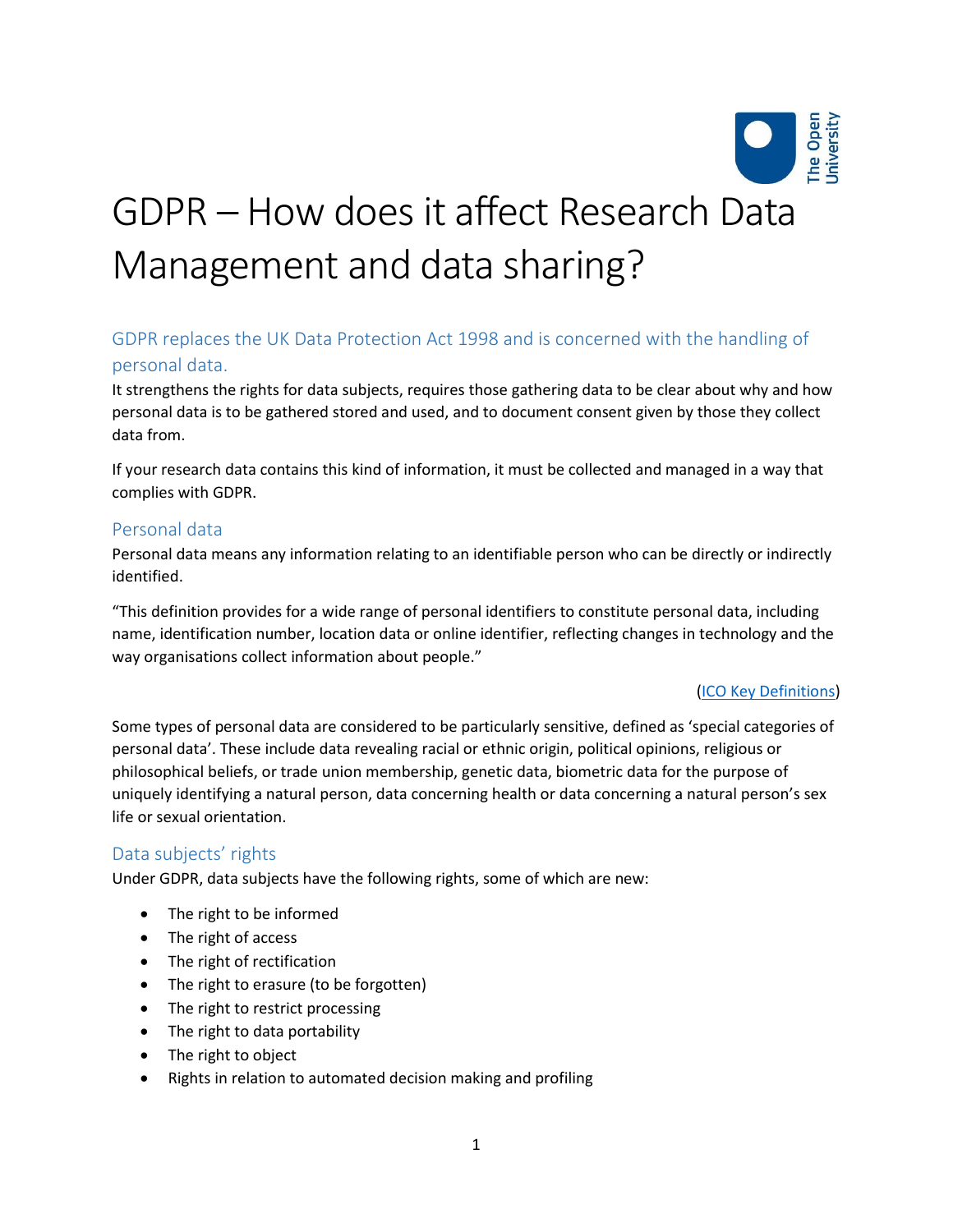# GDPR – How does it affect Research Data Management and data sharing?

## GDPR replaces the UK Data Protection Act 1998 and is concerned with the handling of personal data.

It strengthens the rights for data subjects, requires those gathering data to be clear about why and how personal data is to be gathered stored and used, and to document consent given by those they collect data from.

If your research data contains this kind of information, it must be collected and managed in a way that complies with GDPR.

## Personal data

Personal data means any information relating to an identifiable person who can be directly or indirectly identified.

"This definition provides for a wide range of personal identifiers to constitute personal data, including name, identification number, location data or online identifier, reflecting changes in technology and the way organisations collect information about people."

(ICO Key Definitions)

Some types of personal data are considered to be particularly sensitive, defined as 'special categories of personal data'. These include data revealing racial or ethnic origin, political opinions, religious or philosophical beliefs, or trade union membership, genetic data, biometric data for the purpose of uniquely identifying a natural person, data concerning health or data concerning a natural person's sex life or sexual orientation.

## Data subjects' rights

Under GDPR, data subjects have the following rights, some of which are new:

- The right to be informed
- The right of access
- The right of rectification
- The right to erasure (to be forgotten)
- The right to restrict processing
- The right to data portability
- The right to object
- Rights in relation to automated decision making and profiling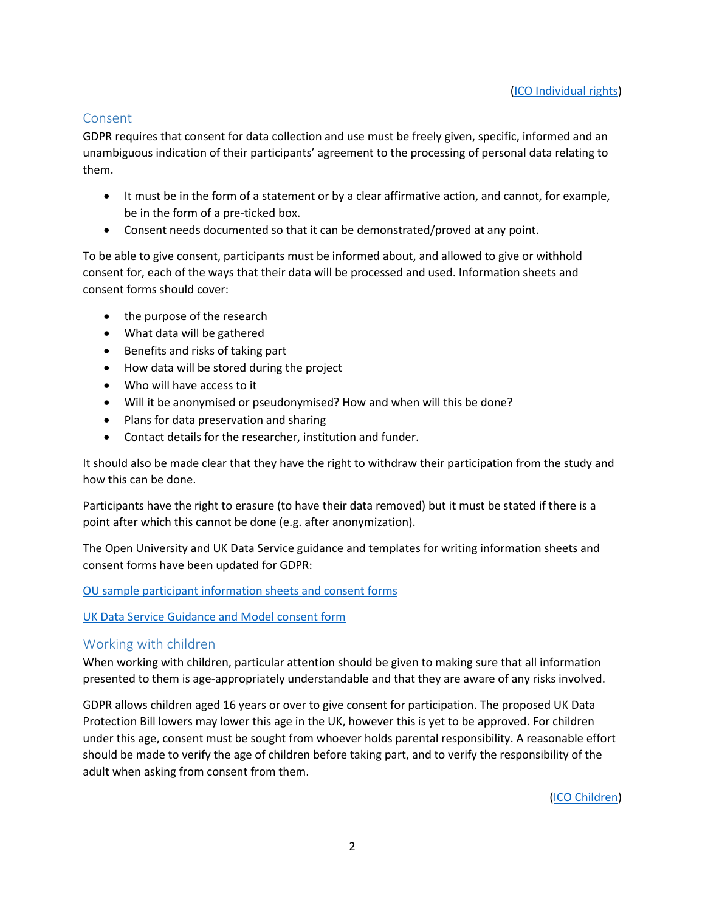(ICO Individual rights)

## Consent

GDPR requires that consent for data collection and use must be freely given, specific, informed and an unambiguous indication of their participants' agreement to the processing of personal data relating to them.

- It must be in the form of a statement or by a clear affirmative action, and cannot, for example, be in the form of a pre-ticked box.
- Consent needs documented so that it can be demonstrated/proved at any point.

To be able to give consent, participants must be informed about, and allowed to give or withhold consent for, each of the ways that their data will be processed and used. Information sheets and consent forms should cover:

- the purpose of the research
- What data will be gathered
- Benefits and risks of taking part
- How data will be stored during the project
- Who will have access to it
- Will it be anonymised or pseudonymised? How and when will this be done?
- Plans for data preservation and sharing
- Contact details for the researcher, institution and funder.

It should also be made clear that they have the right to withdraw their participation from the study and how this can be done.

Participants have the right to erasure (to have their data removed) but it must be stated if there is a point after which this cannot be done (e.g. after anonymization).

The Open University and UK Data Service guidance and templates for writing information sheets and consent forms have been updated for GDPR:

OU sample participant information sheets and consent forms

UK Data Service Guidance and Model consent form

## Working with children

When working with children, particular attention should be given to making sure that all information presented to them is age-appropriately understandable and that they are aware of any risks involved.

GDPR allows children aged 16 years or over to give consent for participation. The proposed UK Data Protection Bill lowers may lower this age in the UK, however this is yet to be approved. For children under this age, consent must be sought from whoever holds parental responsibility. A reasonable effort should be made to verify the age of children before taking part, and to verify the responsibility of the adult when asking from consent from them.

(ICO Children)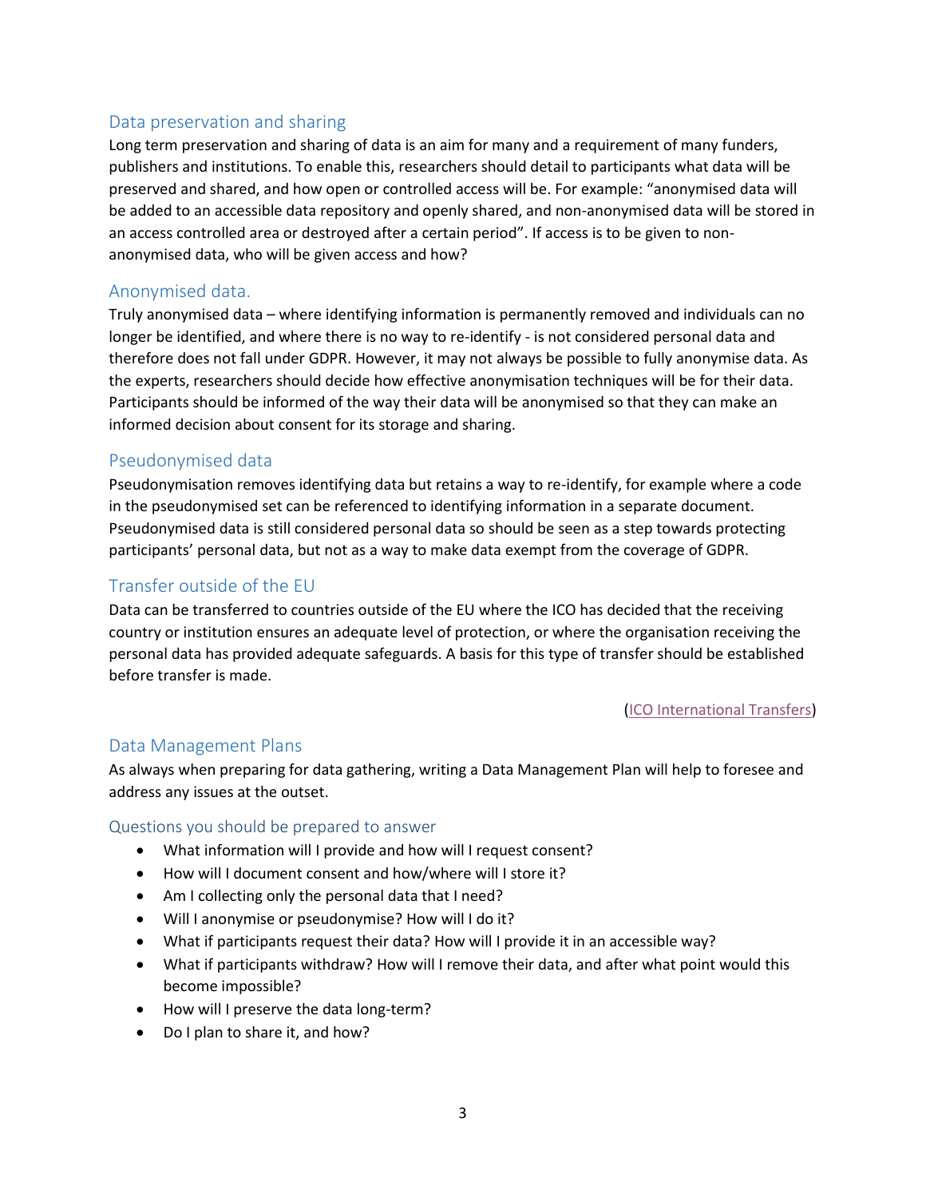## Data preservation and sharing

Long term preservation and sharing of data is an aim for many and a requirement of many funders, publishers and institutions. To enable this, researchers should detail to participants what data will be preserved and shared, and how open or controlled access will be. For example: "anonymised data will be added to an accessible data repository and openly shared, and non-anonymised data will be stored in an access controlled area or destroyed after a certain period". If access is to be given to non-anonymised data, who will be given access and how?

## Anonymised data.

Truly anonymised data – where identifying information is permanently removed and individuals can no longer be identified, and where there is no way to re-identify - is not considered personal data and therefore does not fall under GDPR. However, it may not always be possible to fully anonymise data. As the experts, researchers should decide how effective anonymisation techniques will be for their data. Participants should be informed of the way their data will be anonymised so that they can make an informed decision about consent for its storage and sharing.

## Pseudonymised data

Pseudonymisation removes identifying data but retains a way to re-identify, for example where a code in the pseudonymised set can be referenced to identifying information in a separate document. Pseudonymised data is still considered personal data so should be seen as a step towards protecting participants' personal data, but not as a way to make data exempt from the coverage of GDPR.

## Transfer outside of the EU

Data can be transferred to countries outside of the EU where the ICO has decided that the receiving country or institution ensures an adequate level of protection, or where the organisation receiving the personal data has provided adequate safeguards. A basis for this type of transfer should be established before transfer is made.

(ICO International Transfers)

## Data Management Plans

As always when preparing for data gathering, writing a Data Management Plan will help to foresee and address any issues at the outset.

### Questions you should be prepared to answer

- What information will I provide and how will I request consent?
- How will I document consent and how/where will I store it?
- Am I collecting only the personal data that I need?
- Will I anonymise or pseudonymise? How will I do it?
- What if participants request their data? How will I provide it in an accessible way?
- What if participants withdraw? How will I remove their data, and after what point would this become impossible?
- How will I preserve the data long-term?
- Do I plan to share it, and how?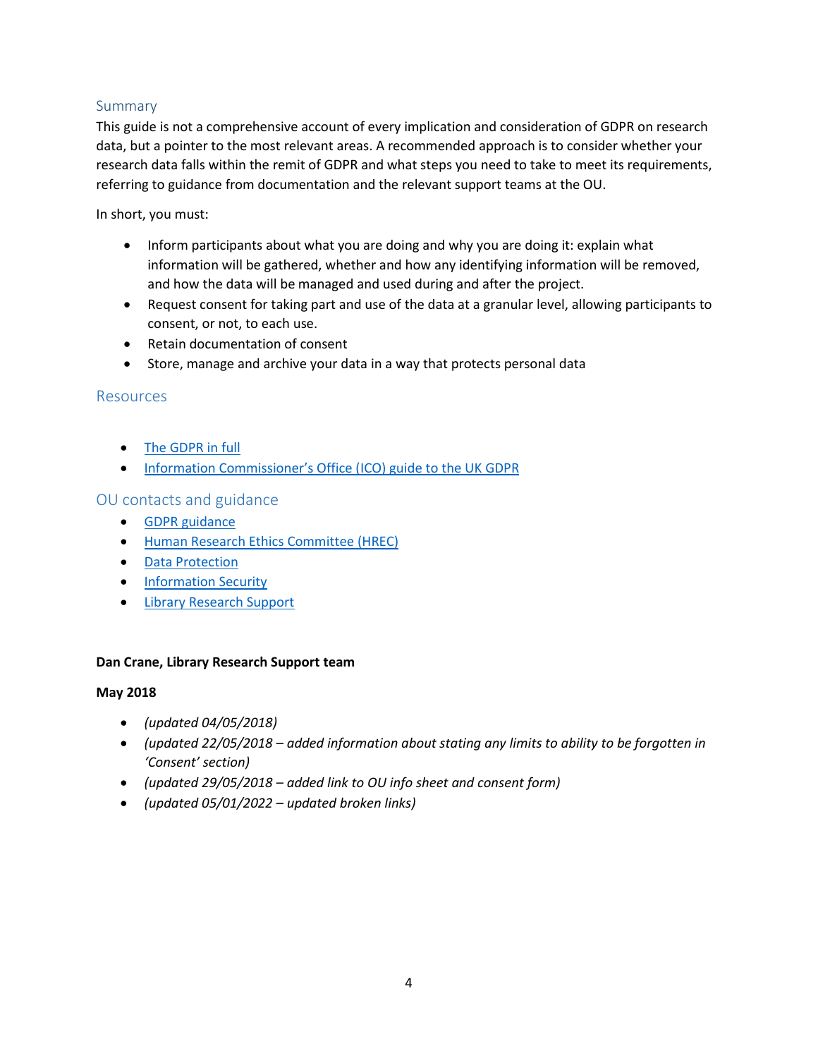## Summary

This guide is not a comprehensive account of every implication and consideration of GDPR on research data, but a pointer to the most relevant areas. A recommended approach is to consider whether your research data falls within the remit of GDPR and what steps you need to take to meet its requirements, referring to guidance from documentation and the relevant support teams at the OU.

In short, you must:

- Inform participants about what you are doing and why you are doing it: explain what information will be gathered, whether and how any identifying information will be removed, and how the data will be managed and used during and after the project.
- Request consent for taking part and use of the data at a granular level, allowing participants to consent, or not, to each use.
- Retain documentation of consent
- Store, manage and archive your data in a way that protects personal data

## Resources

- The GDPR in full
- Information Commissioner's Office (ICO) guide to the UK GDPR

## OU contacts and guidance

- GDPR guidance
- Human Research Ethics Committee (HREC)
- Data Protection
- Information Security
- Library Research Support

**Dan Crane, Library Research Support team**

**May 2018**

- *(updated 04/05/2018)*
- *(updated 22/05/2018 – added information about stating any limits to ability to be forgotten in 'Consent' section)*
- *(updated 29/05/2018 – added link to OU info sheet and consent form)*
- *(updated 05/01/2022 – updated broken links)*